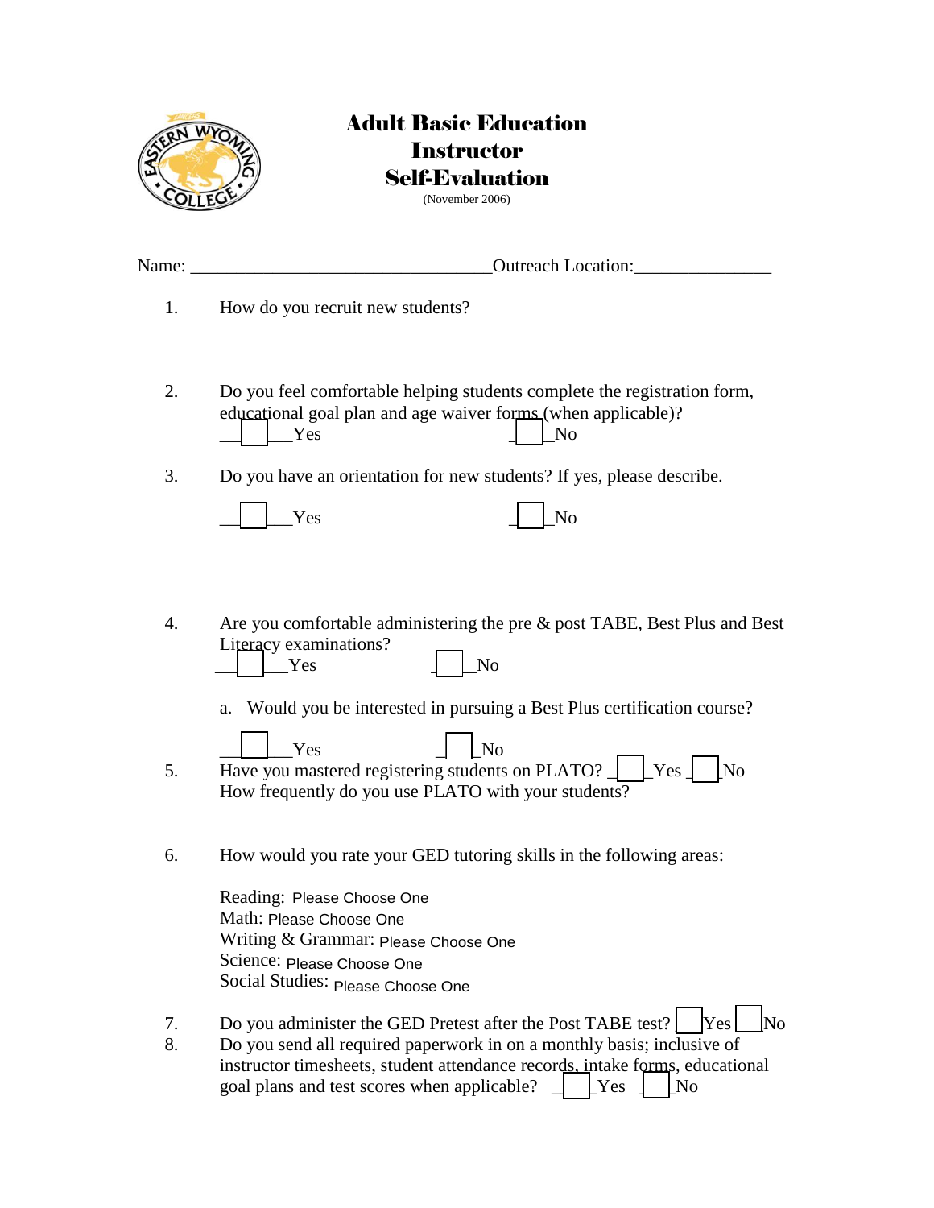# Adult Basic Education Instructor Self-Evaluation

(November 2006)

Name: ________________________________Outreach Location:_______________

1. How do you recruit new students?

2. Do you feel comfortable helping students complete the registration form, educational goal plan and age waiver forms (when applicable)?
   ☐ Yes ☐ No

3. Do you have an orientation for new students? If yes, please describe.

   ☐ Yes ☐ No

4. Are you comfortable administering the pre & post TABE, Best Plus and Best Literacy examinations?
   ☐ Yes ☐ No

   a. Would you be interested in pursuing a Best Plus certification course?

   ☐ Yes ☐ No

5. Have you mastered registering students on PLATO? ☐ Yes ☐ No
   How frequently do you use PLATO with your students?

6. How would you rate your GED tutoring skills in the following areas:

   Reading: Please Choose One
   Math: Please Choose One
   Writing & Grammar: Please Choose One
   Science: Please Choose One
   Social Studies: Please Choose One

7. Do you administer the GED Pretest after the Post TABE test? ☐ Yes ☐ No
8. Do you send all required paperwork in on a monthly basis; inclusive of instructor timesheets, student attendance records, intake forms, educational goal plans and test scores when applicable? ☐ Yes ☐ No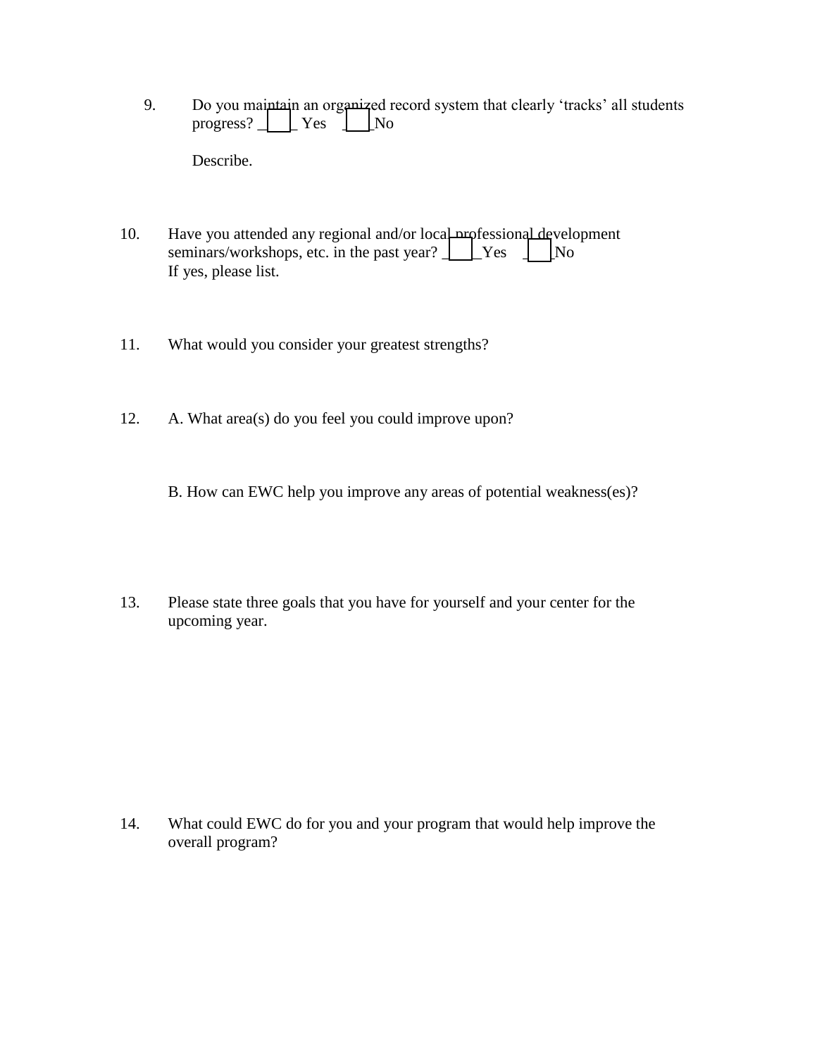9. Do you maintain an organized record system that clearly 'tracks' all students progress? ☐ Yes ☐ No

   Describe.

10. Have you attended any regional and/or local professional development seminars/workshops, etc. in the past year? ☐ Yes ☐ No
    If yes, please list.

11. What would you consider your greatest strengths?

12. A. What area(s) do you feel you could improve upon?

    B. How can EWC help you improve any areas of potential weakness(es)?

13. Please state three goals that you have for yourself and your center for the upcoming year.

14. What could EWC do for you and your program that would help improve the overall program?